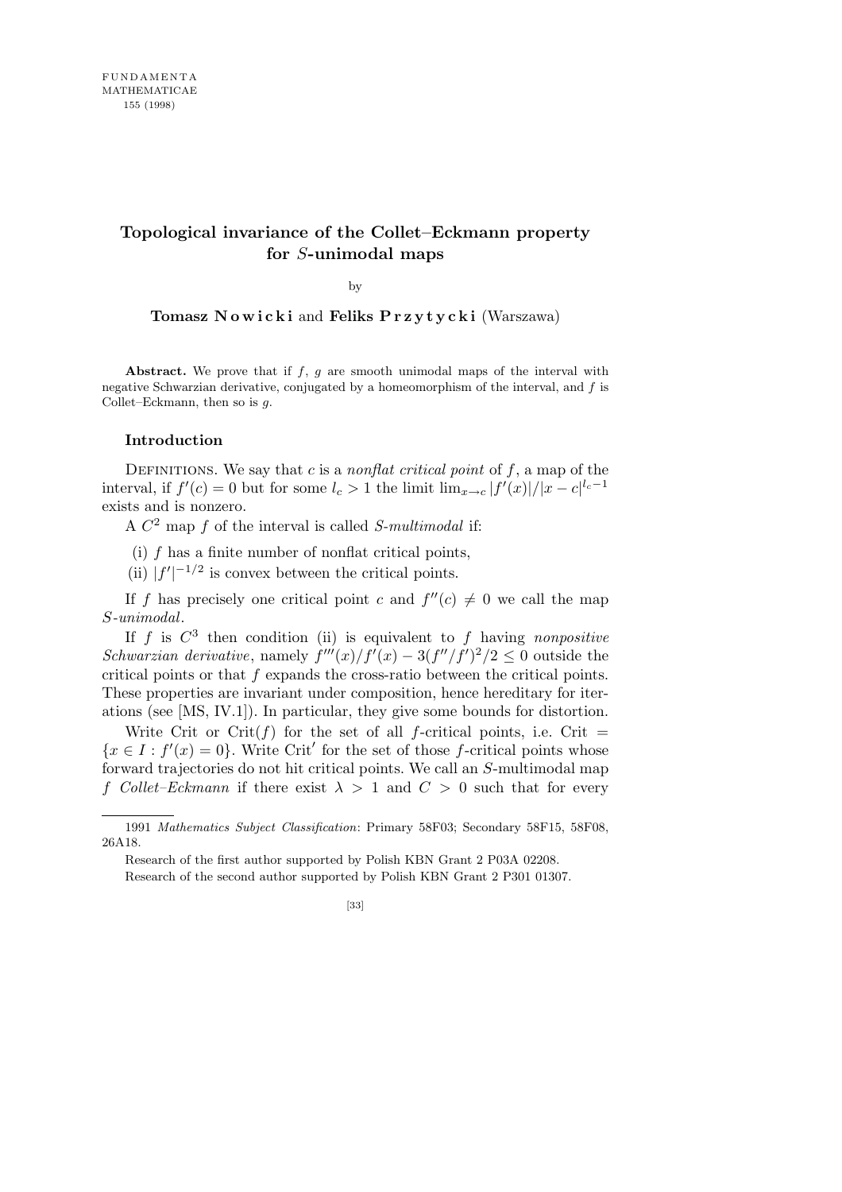# Topological invariance of the Collet–Eckmann property for $S$-unimodal maps

by

**Tomasz Nowicki** and **Feliks Przytycki** (Warszawa)

**Abstract.** We prove that if $f$, $g$ are smooth unimodal maps of the interval with negative Schwarzian derivative, conjugated by a homeomorphism of the interval, and $f$ is Collet–Eckmann, then so is $g$.

## Introduction

Definitions. We say that $c$ is a *nonflat critical point* of $f$, a map of the interval, if $f'(c) = 0$ but for some $l_c > 1$ the limit $\lim_{x\to c} |f'(x)|/|x-c|^{l_c-1}$ exists and is nonzero.

A $C^2$ map $f$ of the interval is called *$S$-multimodal* if:

(i) $f$ has a finite number of nonflat critical points,

(ii) $|f'|^{-1/2}$ is convex between the critical points.

If $f$ has precisely one critical point $c$ and $f''(c) \neq 0$ we call the map *$S$-unimodal*.

If $f$ is $C^3$ then condition (ii) is equivalent to $f$ having *nonpositive Schwarzian derivative*, namely $f'''(x)/f'(x) - 3(f''/f')^2/2 \le 0$ outside the critical points or that $f$ expands the cross-ratio between the critical points. These properties are invariant under composition, hence hereditary for iterations (see [MS, IV.1]). In particular, they give some bounds for distortion.

Write Crit or $\mathrm{Crit}(f)$ for the set of all $f$-critical points, i.e. $\mathrm{Crit} = \{x \in I : f'(x) = 0\}$. Write $\mathrm{Crit}'$ for the set of those $f$-critical points whose forward trajectories do not hit critical points. We call an $S$-multimodal map $f$ *Collet–Eckmann* if there exist $\lambda > 1$ and $C > 0$ such that for every

---

1991 *Mathematics Subject Classification*: Primary 58F03; Secondary 58F15, 58F08, 26A18.

Research of the first author supported by Polish KBN Grant 2 P03A 02208.

Research of the second author supported by Polish KBN Grant 2 P301 01307.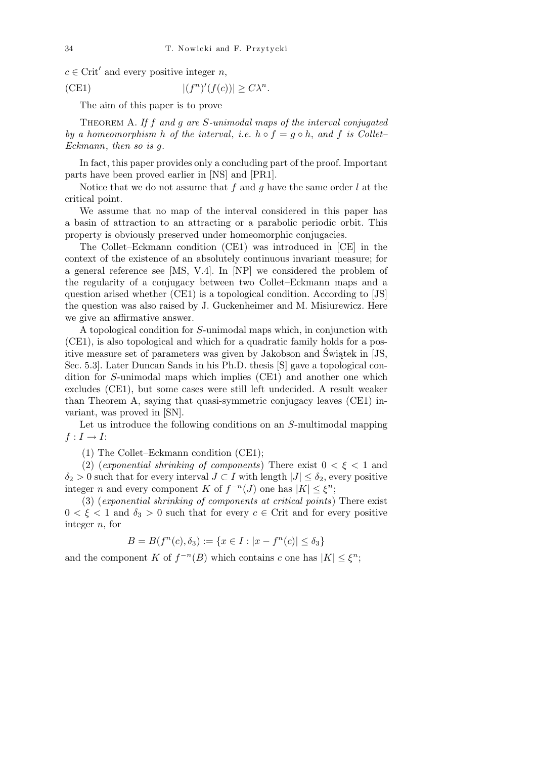$c \in \mathrm{Crit}'$ and every positive integer $n$,

$$\text{(CE1)} \qquad |(f^n)'(f(c))| \geq C\lambda^n.$$

The aim of this paper is to prove

Theorem A. *If $f$ and $g$ are $S$-unimodal maps of the interval conjugated by a homeomorphism $h$ of the interval*, *i.e. $h \circ f = g \circ h$*, *and $f$ is Collet–Eckmann*, *then so is $g$.*

In fact, this paper provides only a concluding part of the proof. Important parts have been proved earlier in [NS] and [PR1].

Notice that we do not assume that $f$ and $g$ have the same order $l$ at the critical point.

We assume that no map of the interval considered in this paper has a basin of attraction to an attracting or a parabolic periodic orbit. This property is obviously preserved under homeomorphic conjugacies.

The Collet–Eckmann condition (CE1) was introduced in [CE] in the context of the existence of an absolutely continuous invariant measure; for a general reference see [MS, V.4]. In [NP] we considered the problem of the regularity of a conjugacy between two Collet–Eckmann maps and a question arised whether (CE1) is a topological condition. According to [JS] the question was also raised by J. Guckenheimer and M. Misiurewicz. Here we give an affirmative answer.

A topological condition for $S$-unimodal maps which, in conjunction with (CE1), is also topological and which for a quadratic family holds for a positive measure set of parameters was given by Jakobson and Świątek in [JS, Sec. 5.3]. Later Duncan Sands in his Ph.D. thesis [S] gave a topological condition for $S$-unimodal maps which implies (CE1) and another one which excludes (CE1), but some cases were still left undecided. A result weaker than Theorem A, saying that quasi-symmetric conjugacy leaves (CE1) invariant, was proved in [SN].

Let us introduce the following conditions on an $S$-multimodal mapping $f : I \to I$:

(1) The Collet–Eckmann condition (CE1);

(2) (*exponential shrinking of components*) There exist $0 < \xi < 1$ and $\delta_2 > 0$ such that for every interval $J \subset I$ with length $|J| \leq \delta_2$, every positive integer $n$ and every component $K$ of $f^{-n}(J)$ one has $|K| \leq \xi^n$;

(3) (*exponential shrinking of components at critical points*) There exist $0 < \xi < 1$ and $\delta_3 > 0$ such that for every $c \in \mathrm{Crit}$ and for every positive integer $n$, for

$$B = B(f^n(c), \delta_3) := \{x \in I : |x - f^n(c)| \leq \delta_3\}$$

and the component $K$ of $f^{-n}(B)$ which contains $c$ one has $|K| \leq \xi^n$;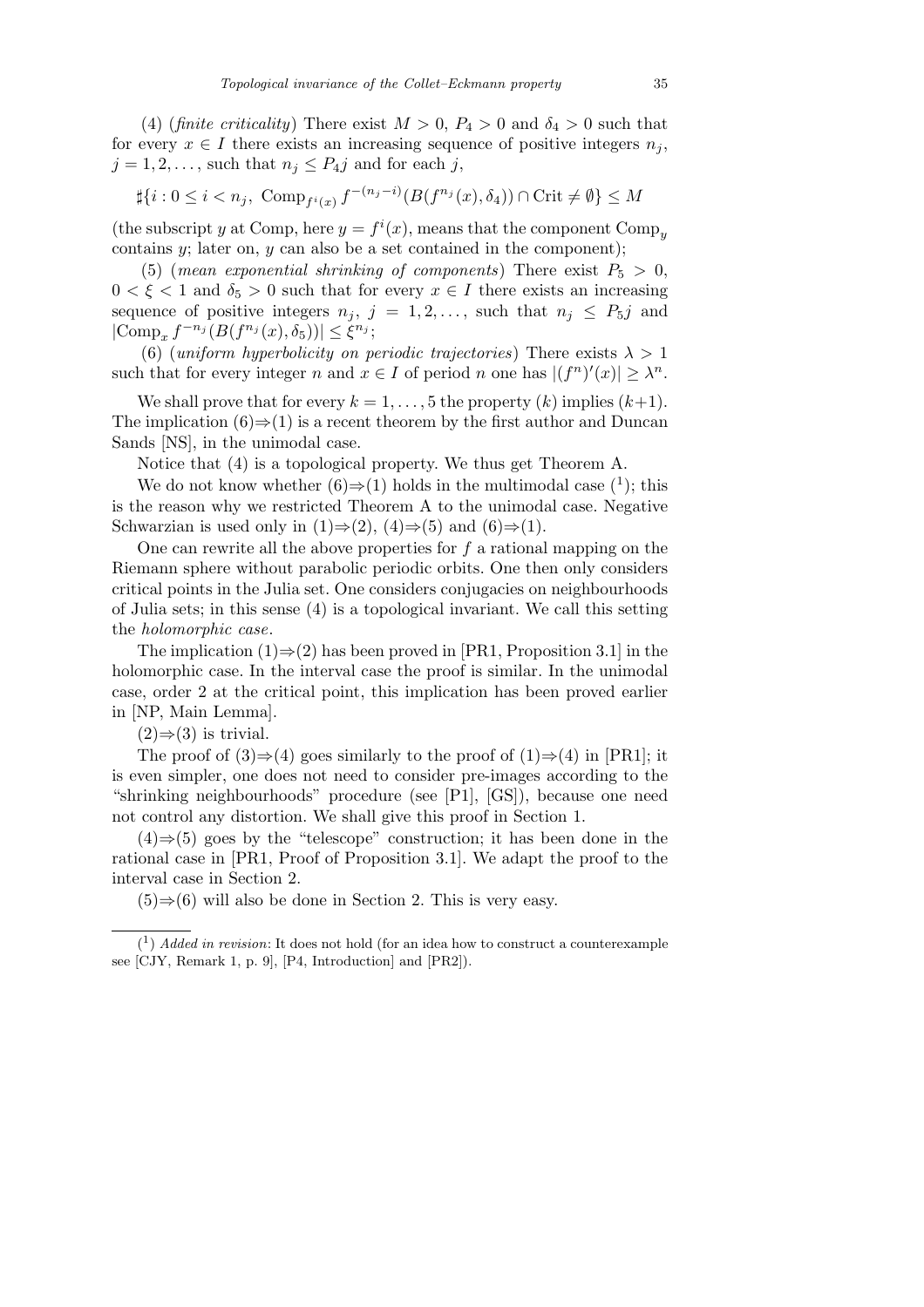(4) (*finite criticality*) There exist $M > 0$, $P_4 > 0$ and $\delta_4 > 0$ such that for every $x \in I$ there exists an increasing sequence of positive integers $n_j$, $j = 1, 2, \ldots$, such that $n_j \le P_4 j$ and for each $j$,

$$\sharp\{i : 0 \le i < n_j,\ \mathrm{Comp}_{f^i(x)} f^{-(n_j - i)}(B(f^{n_j}(x), \delta_4)) \cap \mathrm{Crit} \ne \emptyset\} \le M$$

(the subscript $y$ at Comp, here $y = f^i(x)$, means that the component $\mathrm{Comp}_y$ contains $y$; later on, $y$ can also be a set contained in the component);

(5) (*mean exponential shrinking of components*) There exist $P_5 > 0$, $0 < \xi < 1$ and $\delta_5 > 0$ such that for every $x \in I$ there exists an increasing sequence of positive integers $n_j$, $j = 1, 2, \ldots$, such that $n_j \le P_5 j$ and $|\mathrm{Comp}_x f^{-n_j}(B(f^{n_j}(x), \delta_5))| \le \xi^{n_j}$;

(6) (*uniform hyperbolicity on periodic trajectories*) There exists $\lambda > 1$ such that for every integer $n$ and $x \in I$ of period $n$ one has $|(f^n)'(x)| \ge \lambda^n$.

We shall prove that for every $k = 1, \ldots, 5$ the property $(k)$ implies $(k+1)$. The implication (6)⇒(1) is a recent theorem by the first author and Duncan Sands [NS], in the unimodal case.

Notice that (4) is a topological property. We thus get Theorem A.

We do not know whether (6)⇒(1) holds in the multimodal case [1]; this is the reason why we restricted Theorem A to the unimodal case. Negative Schwarzian is used only in (1)⇒(2), (4)⇒(5) and (6)⇒(1).

One can rewrite all the above properties for $f$ a rational mapping on the Riemann sphere without parabolic periodic orbits. One then only considers critical points in the Julia set. One considers conjugacies on neighbourhoods of Julia sets; in this sense (4) is a topological invariant. We call this setting the *holomorphic case*.

The implication (1)⇒(2) has been proved in [PR1, Proposition 3.1] in the holomorphic case. In the interval case the proof is similar. In the unimodal case, order 2 at the critical point, this implication has been proved earlier in [NP, Main Lemma].

(2)⇒(3) is trivial.

The proof of (3)⇒(4) goes similarly to the proof of (1)⇒(4) in [PR1]; it is even simpler, one does not need to consider pre-images according to the "shrinking neighbourhoods" procedure (see [P1], [GS]), because one need not control any distortion. We shall give this proof in Section 1.

(4)⇒(5) goes by the "telescope" construction; it has been done in the rational case in [PR1, Proof of Proposition 3.1]. We adapt the proof to the interval case in Section 2.

(5)⇒(6) will also be done in Section 2. This is very easy.

---

[1] *Added in revision*: It does not hold (for an idea how to construct a counterexample see [CJY, Remark 1, p. 9], [P4, Introduction] and [PR2]).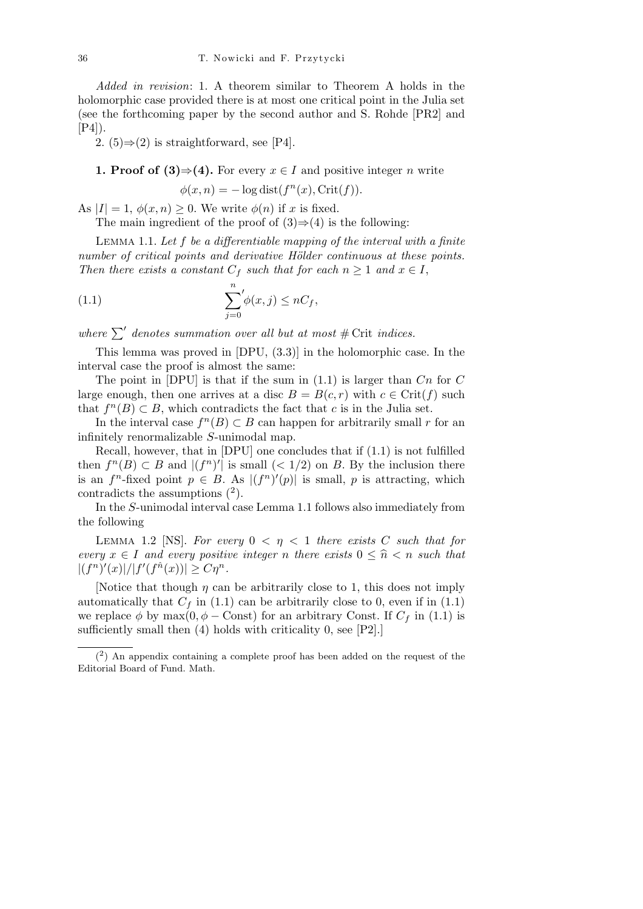*Added in revision*: 1. A theorem similar to Theorem A holds in the holomorphic case provided there is at most one critical point in the Julia set (see the forthcoming paper by the second author and S. Rohde [PR2] and [P4]).

2. (5)⇒(2) is straightforward, see [P4].

**1. Proof of (3)⇒(4).** For every $x \in I$ and positive integer $n$ write

$$\phi(x,n) = -\log \operatorname{dist}(f^n(x), \operatorname{Crit}(f)).$$

As $|I| = 1$, $\phi(x,n) \geq 0$. We write $\phi(n)$ if $x$ is fixed.

The main ingredient of the proof of (3)⇒(4) is the following:

Lemma 1.1. *Let $f$ be a differentiable mapping of the interval with a finite number of critical points and derivative Hölder continuous at these points. Then there exists a constant $C_f$ such that for each $n \geq 1$ and $x \in I$,*

$$\sum_{j=0}^{n}{}' \phi(x,j) \leq nC_f, \tag{1.1}$$

*where $\sum'$ denotes summation over all but at most $\#\operatorname{Crit}$ indices.*

This lemma was proved in [DPU, (3.3)] in the holomorphic case. In the interval case the proof is almost the same:

The point in [DPU] is that if the sum in (1.1) is larger than $Cn$ for $C$ large enough, then one arrives at a disc $B = B(c,r)$ with $c \in \operatorname{Crit}(f)$ such that $f^n(B) \subset B$, which contradicts the fact that $c$ is in the Julia set.

In the interval case $f^n(B) \subset B$ can happen for arbitrarily small $r$ for an infinitely renormalizable $S$-unimodal map.

Recall, however, that in [DPU] one concludes that if (1.1) is not fulfilled then $f^n(B) \subset B$ and $|(f^n)'|$ is small ($< 1/2$) on $B$. By the inclusion there is an $f^n$-fixed point $p \in B$. As $|(f^n)'(p)|$ is small, $p$ is attracting, which contradicts the assumptions [2].

In the $S$-unimodal interval case Lemma 1.1 follows also immediately from the following

Lemma 1.2 [NS]. *For every $0 < \eta < 1$ there exists $C$ such that for every $x \in I$ and every positive integer $n$ there exists $0 \leq \widehat{n} < n$ such that $|(f^n)'(x)|/|f'(f^{\hat{n}}(x))| \geq C\eta^n$.*

[Notice that though $\eta$ can be arbitrarily close to 1, this does not imply automatically that $C_f$ in (1.1) can be arbitrarily close to 0, even if in (1.1) we replace $\phi$ by $\max(0, \phi - \text{Const})$ for an arbitrary Const. If $C_f$ in (1.1) is sufficiently small then (4) holds with criticality 0, see [P2].]

---

[2] An appendix containing a complete proof has been added on the request of the Editorial Board of Fund. Math.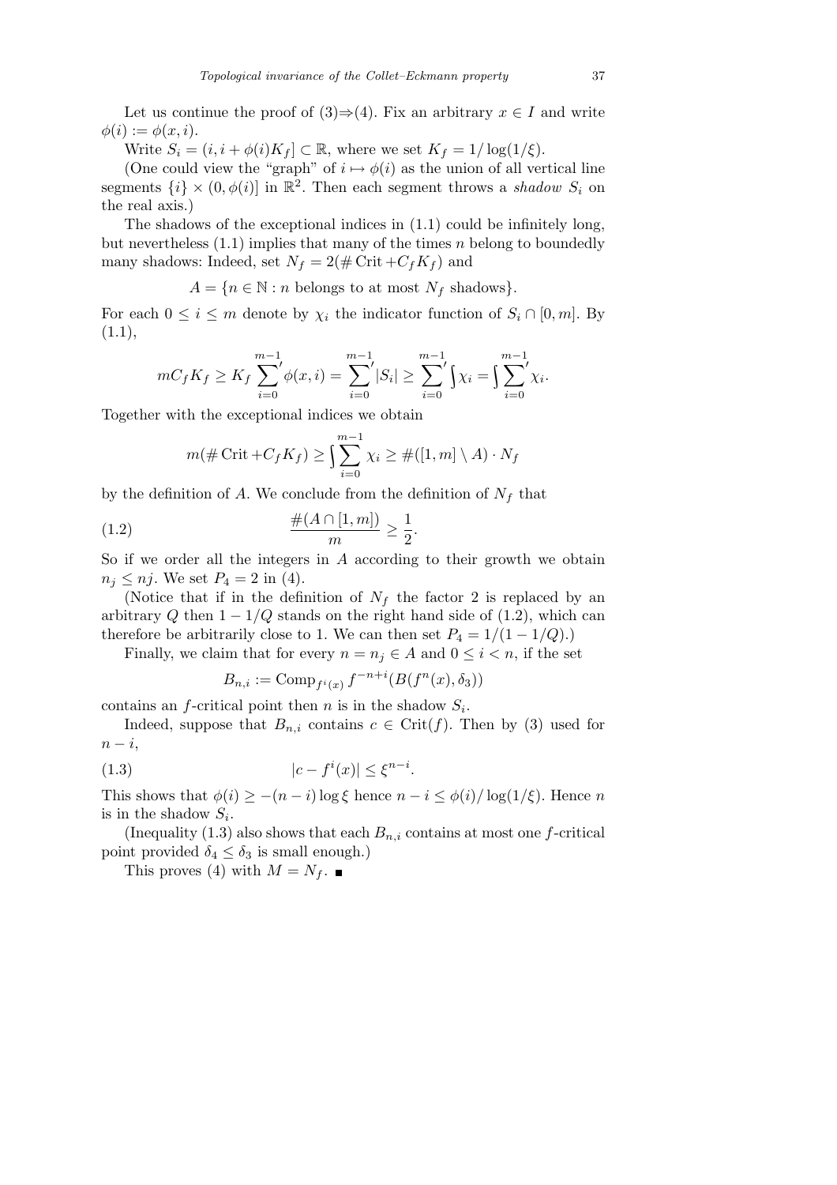Let us continue the proof of (3)⇒(4). Fix an arbitrary $x \in I$ and write $\phi(i) := \phi(x,i)$.

Write $S_i = (i, i + \phi(i)K_f] \subset \mathbb{R}$, where we set $K_f = 1/\log(1/\xi)$.

(One could view the "graph" of $i \mapsto \phi(i)$ as the union of all vertical line segments $\{i\} \times (0, \phi(i)]$ in $\mathbb{R}^2$. Then each segment throws a *shadow* $S_i$ on the real axis.)

The shadows of the exceptional indices in (1.1) could be infinitely long, but nevertheless (1.1) implies that many of the times $n$ belong to boundedly many shadows: Indeed, set $N_f = 2(\#\operatorname{Crit} + C_f K_f)$ and

$$A = \{n \in \mathbb{N} : n \text{ belongs to at most } N_f \text{ shadows}\}.$$

For each $0 \le i \le m$ denote by $\chi_i$ the indicator function of $S_i \cap [0, m]$. By (1.1),

$$mC_f K_f \ge K_f {\sum_{i=0}^{m-1}}' \phi(x,i) = {\sum_{i=0}^{m-1}}' |S_i| \ge {\sum_{i=0}^{m-1}}' \int \chi_i = \int {\sum_{i=0}^{m-1}}' \chi_i.$$

Together with the exceptional indices we obtain

$$m(\#\operatorname{Crit} + C_f K_f) \ge \int \sum_{i=0}^{m-1} \chi_i \ge \#([1,m] \setminus A) \cdot N_f$$

by the definition of $A$. We conclude from the definition of $N_f$ that

$$\frac{\#(A \cap [1,m])}{m} \ge \frac{1}{2}. \tag{1.2}$$

So if we order all the integers in $A$ according to their growth we obtain $n_j \le nj$. We set $P_4 = 2$ in (4).

(Notice that if in the definition of $N_f$ the factor 2 is replaced by an arbitrary $Q$ then $1 - 1/Q$ stands on the right hand side of (1.2), which can therefore be arbitrarily close to 1. We can then set $P_4 = 1/(1 - 1/Q)$.)

Finally, we claim that for every $n = n_j \in A$ and $0 \le i < n$, if the set

$$B_{n,i} := \operatorname{Comp}_{f^i(x)} f^{-n+i}(B(f^n(x), \delta_3))$$

contains an $f$-critical point then $n$ is in the shadow $S_i$.

Indeed, suppose that $B_{n,i}$ contains $c \in \operatorname{Crit}(f)$. Then by (3) used for $n - i$,

$$|c - f^i(x)| \le \xi^{n-i}. \tag{1.3}$$

This shows that $\phi(i) \ge -(n-i)\log\xi$ hence $n - i \le \phi(i)/\log(1/\xi)$. Hence $n$ is in the shadow $S_i$.

(Inequality (1.3) also shows that each $B_{n,i}$ contains at most one $f$-critical point provided $\delta_4 \le \delta_3$ is small enough.)

This proves (4) with $M = N_f$. ∎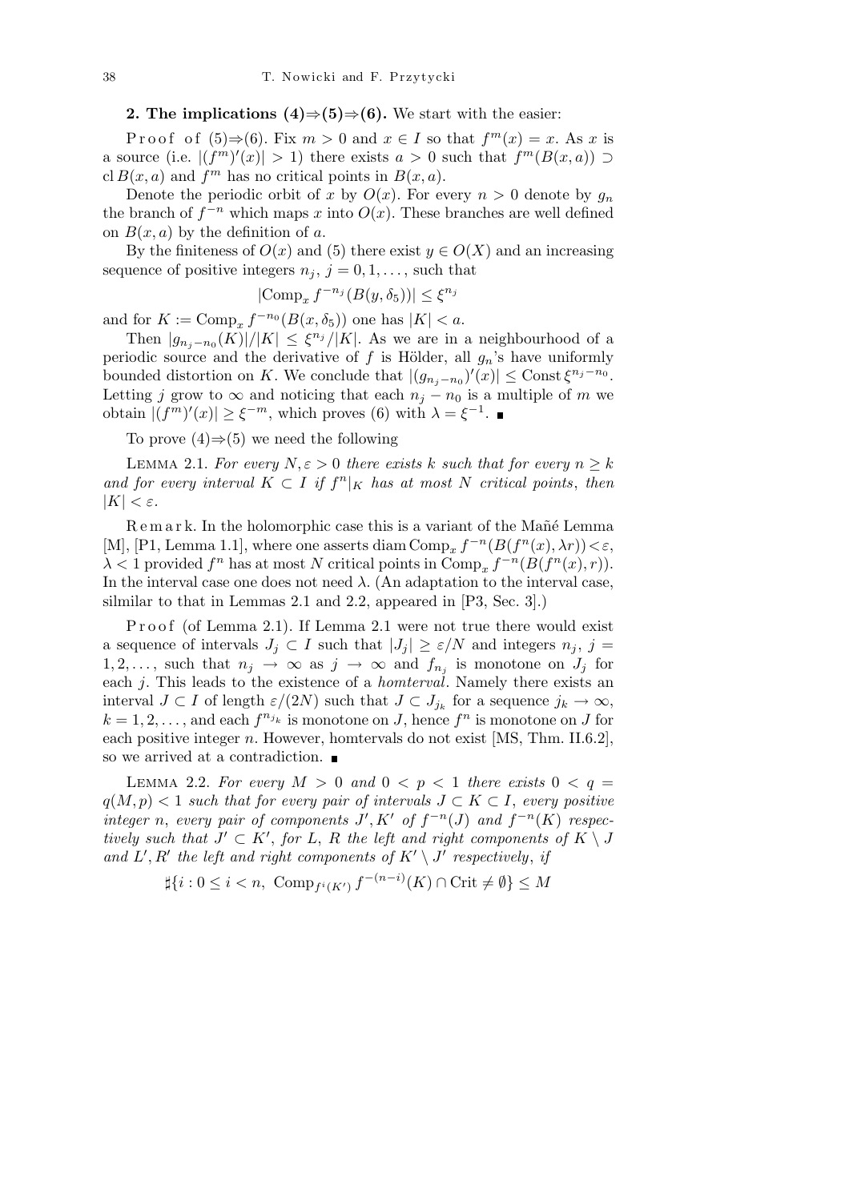**2. The implications (4)⇒(5)⇒(6).** We start with the easier:

Proof of (5)⇒(6). Fix $m > 0$ and $x \in I$ so that $f^m(x) = x$. As $x$ is a source (i.e. $|(f^m)'(x)| > 1$) there exists $a > 0$ such that $f^m(B(x,a)) \supset \operatorname{cl} B(x,a)$ and $f^m$ has no critical points in $B(x,a)$.

Denote the periodic orbit of $x$ by $O(x)$. For every $n > 0$ denote by $g_n$ the branch of $f^{-n}$ which maps $x$ into $O(x)$. These branches are well defined on $B(x,a)$ by the definition of $a$.

By the finiteness of $O(x)$ and (5) there exist $y \in O(X)$ and an increasing sequence of positive integers $n_j$, $j = 0, 1, \ldots$, such that

$$|\operatorname{Comp}_x f^{-n_j}(B(y, \delta_5))| \le \xi^{n_j}$$

and for $K := \operatorname{Comp}_x f^{-n_0}(B(x, \delta_5))$ one has $|K| < a$.

Then $|g_{n_j - n_0}(K)|/|K| \le \xi^{n_j}/|K|$. As we are in a neighbourhood of a periodic source and the derivative of $f$ is Hölder, all $g_n$'s have uniformly bounded distortion on $K$. We conclude that $|(g_{n_j - n_0})'(x)| \le \mathrm{Const}\, \xi^{n_j - n_0}$. Letting $j$ grow to $\infty$ and noticing that each $n_j - n_0$ is a multiple of $m$ we obtain $|(f^m)'(x)| \ge \xi^{-m}$, which proves (6) with $\lambda = \xi^{-1}$. ■

To prove (4)⇒(5) we need the following

Lemma 2.1. *For every $N, \varepsilon > 0$ there exists $k$ such that for every $n \ge k$ and for every interval $K \subset I$ if $f^n|_K$ has at most $N$ critical points, then $|K| < \varepsilon$.*

Remark. In the holomorphic case this is a variant of the Mañé Lemma [M], [P1, Lemma 1.1], where one asserts $\operatorname{diam} \operatorname{Comp}_x f^{-n}(B(f^n(x), \lambda r)) < \varepsilon$, $\lambda < 1$ provided $f^n$ has at most $N$ critical points in $\operatorname{Comp}_x f^{-n}(B(f^n(x), r))$. In the interval case one does not need $\lambda$. (An adaptation to the interval case, silmilar to that in Lemmas 2.1 and 2.2, appeared in [P3, Sec. 3].)

Proof (of Lemma 2.1). If Lemma 2.1 were not true there would exist a sequence of intervals $J_j \subset I$ such that $|J_j| \ge \varepsilon/N$ and integers $n_j$, $j = 1, 2, \ldots$, such that $n_j \to \infty$ as $j \to \infty$ and $f_{n_j}$ is monotone on $J_j$ for each $j$. This leads to the existence of a *homterval*. Namely there exists an interval $J \subset I$ of length $\varepsilon/(2N)$ such that $J \subset J_{j_k}$ for a sequence $j_k \to \infty$, $k = 1, 2, \ldots$, and each $f^{n_{j_k}}$ is monotone on $J$, hence $f^n$ is monotone on $J$ for each positive integer $n$. However, homtervals do not exist [MS, Thm. II.6.2], so we arrived at a contradiction. ■

Lemma 2.2. *For every $M > 0$ and $0 < p < 1$ there exists $0 < q = q(M,p) < 1$ such that for every pair of intervals $J \subset K \subset I$, every positive integer $n$, every pair of components $J', K'$ of $f^{-n}(J)$ and $f^{-n}(K)$ respectively such that $J' \subset K'$, for $L$, $R$ the left and right components of $K \setminus J$ and $L', R'$ the left and right components of $K' \setminus J'$ respectively, if*

$$\sharp\{i : 0 \le i < n,\ \operatorname{Comp}_{f^i(K')} f^{-(n-i)}(K) \cap \mathrm{Crit} \ne \emptyset\} \le M$$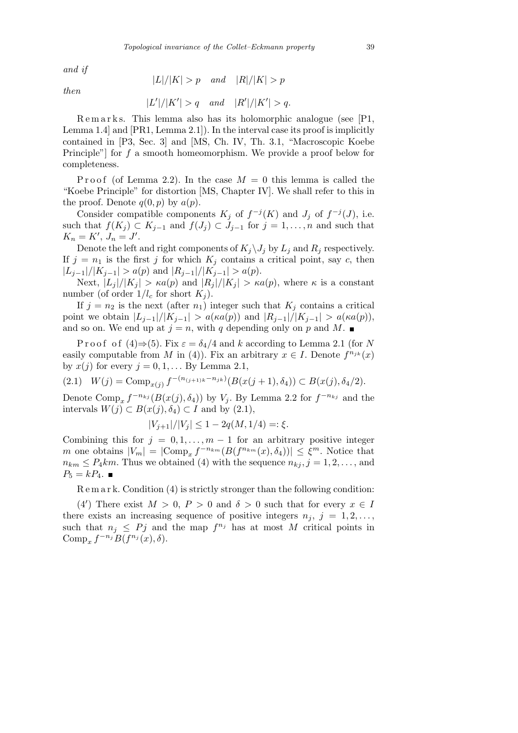*and if*

$$|L|/|K| > p \quad \textit{and} \quad |R|/|K| > p$$

*then*

$$|L'|/|K'| > q \quad \textit{and} \quad |R'|/|K'| > q.$$

Remarks. This lemma also has its holomorphic analogue (see [P1, Lemma 1.4] and [PR1, Lemma 2.1]). In the interval case its proof is implicitly contained in [P3, Sec. 3] and [MS, Ch. IV, Th. 3.1, "Macroscopic Koebe Principle"] for $f$ a smooth homeomorphism. We provide a proof below for completeness.

Proof (of Lemma 2.2). In the case $M = 0$ this lemma is called the "Koebe Principle" for distortion [MS, Chapter IV]. We shall refer to this in the proof. Denote $q(0, p)$ by $a(p)$.

Consider compatible components $K_j$ of $f^{-j}(K)$ and $J_j$ of $f^{-j}(J)$, i.e. such that $f(K_j) \subset K_{j-1}$ and $f(J_j) \subset J_{j-1}$ for $j = 1, \ldots, n$ and such that $K_n = K'$, $J_n = J'$.

Denote the left and right components of $K_j \setminus J_j$ by $L_j$ and $R_j$ respectively. If $j = n_1$ is the first $j$ for which $K_j$ contains a critical point, say $c$, then $|L_{j-1}|/|K_{j-1}| > a(p)$ and $|R_{j-1}|/|K_{j-1}| > a(p)$.

Next, $|L_j|/|K_j| > \kappa a(p)$ and $|R_j|/|K_j| > \kappa a(p)$, where $\kappa$ is a constant number (of order $1/l_c$ for short $K_j$).

If $j = n_2$ is the next (after $n_1$) integer such that $K_j$ contains a critical point we obtain $|L_{j-1}|/|K_{j-1}| > a(\kappa a(p))$ and $|R_{j-1}|/|K_{j-1}| > a(\kappa a(p))$, and so on. We end up at $j = n$, with $q$ depending only on $p$ and $M$. ■

Proof of (4)⇒(5). Fix $\varepsilon = \delta_4/4$ and $k$ according to Lemma 2.1 (for $N$ easily computable from $M$ in (4)). Fix an arbitrary $x \in I$. Denote $f^{n_{jk}}(x)$ by $x(j)$ for every $j = 0, 1, \ldots$ By Lemma 2.1,

$$W(j) = \mathrm{Comp}_{x(j)} f^{-(n_{(j+1)k} - n_{jk})}(B(x(j+1), \delta_4)) \subset B(x(j), \delta_4/2). \tag{2.1}$$

Denote $\mathrm{Comp}_x f^{-n_{kj}}(B(x(j), \delta_4))$ by $V_j$. By Lemma 2.2 for $f^{-n_{kj}}$ and the intervals $W(j) \subset B(x(j), \delta_4) \subset I$ and by (2.1),

$$|V_{j+1}|/|V_j| \le 1 - 2q(M, 1/4) =: \xi.$$

Combining this for $j = 0, 1, \ldots, m-1$ for an arbitrary positive integer $m$ one obtains $|V_m| = |\mathrm{Comp}_x f^{-n_{km}}(B(f^{n_{km}}(x), \delta_4))| \le \xi^m$. Notice that $n_{km} \le P_4 km$. Thus we obtained (4) with the sequence $n_{kj}, j = 1, 2, \ldots$, and $P_5 = kP_4$. ■

Remark. Condition (4) is strictly stronger than the following condition:

(4′) There exist $M > 0$, $P > 0$ and $\delta > 0$ such that for every $x \in I$ there exists an increasing sequence of positive integers $n_j$, $j = 1, 2, \ldots$, such that $n_j \le Pj$ and the map $f^{n_j}$ has at most $M$ critical points in $\mathrm{Comp}_x f^{-n_j} B(f^{n_j}(x), \delta)$.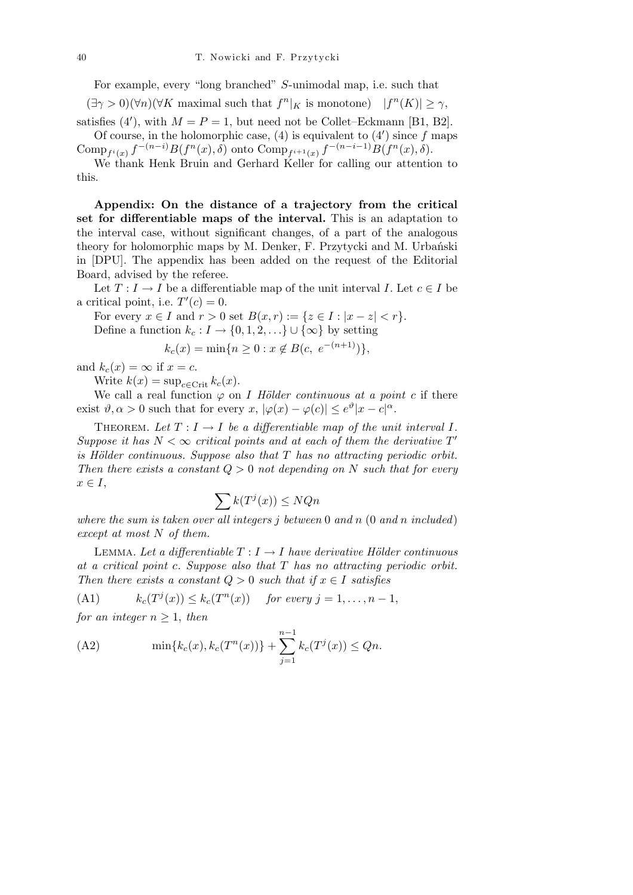For example, every "long branched" $S$-unimodal map, i.e. such that

$$(\exists \gamma > 0)(\forall n)(\forall K \text{ maximal such that } f^n|_K \text{ is monotone}) \quad |f^n(K)| \geq \gamma,$$

satisfies (4′), with $M = P = 1$, but need not be Collet–Eckmann [B1, B2].

Of course, in the holomorphic case, (4) is equivalent to (4′) since $f$ maps $\mathrm{Comp}_{f^i(x)} f^{-(n-i)}B(f^n(x), \delta)$ onto $\mathrm{Comp}_{f^{i+1}(x)} f^{-(n-i-1)}B(f^n(x), \delta)$.

We thank Henk Bruin and Gerhard Keller for calling our attention to this.

**Appendix: On the distance of a trajectory from the critical set for differentiable maps of the interval.** This is an adaptation to the interval case, without significant changes, of a part of the analogous theory for holomorphic maps by M. Denker, F. Przytycki and M. Urbański in [DPU]. The appendix has been added on the request of the Editorial Board, advised by the referee.

Let $T : I \to I$ be a differentiable map of the unit interval $I$. Let $c \in I$ be a critical point, i.e. $T'(c) = 0$.

For every $x \in I$ and $r > 0$ set $B(x, r) := \{z \in I : |x - z| < r\}$.

Define a function $k_c : I \to \{0, 1, 2, \ldots\} \cup \{\infty\}$ by setting

$$k_c(x) = \min\{n \geq 0 : x \notin B(c, \ e^{-(n+1)})\},$$

and $k_c(x) = \infty$ if $x = c$.

Write $k(x) = \sup_{c \in \mathrm{Crit}} k_c(x)$.

We call a real function $\varphi$ on $I$ *Hölder continuous at a point* $c$ if there exist $\vartheta, \alpha > 0$ such that for every $x$, $|\varphi(x) - \varphi(c)| \leq e^{\vartheta}|x - c|^{\alpha}$.

Theorem. *Let $T : I \to I$ be a differentiable map of the unit interval $I$. Suppose it has $N < \infty$ critical points and at each of them the derivative $T'$ is Hölder continuous. Suppose also that $T$ has no attracting periodic orbit. Then there exists a constant $Q > 0$ not depending on $N$ such that for every $x \in I$,*

$$\sum k(T^j(x)) \leq NQn$$

*where the sum is taken over all integers $j$ between* 0 *and $n$* (0 *and $n$ included*) *except at most $N$ of them.*

Lemma. *Let a differentiable $T : I \to I$ have derivative Hölder continuous at a critical point $c$. Suppose also that $T$ has no attracting periodic orbit. Then there exists a constant $Q > 0$ such that if $x \in I$ satisfies*

$$\text{(A1)} \qquad k_c(T^j(x)) \leq k_c(T^n(x)) \quad \text{for every } j = 1, \ldots, n-1,$$

*for an integer $n \geq 1$, then*

$$\text{(A2)} \qquad \min\{k_c(x), k_c(T^n(x))\} + \sum_{j=1}^{n-1} k_c(T^j(x)) \leq Qn.$$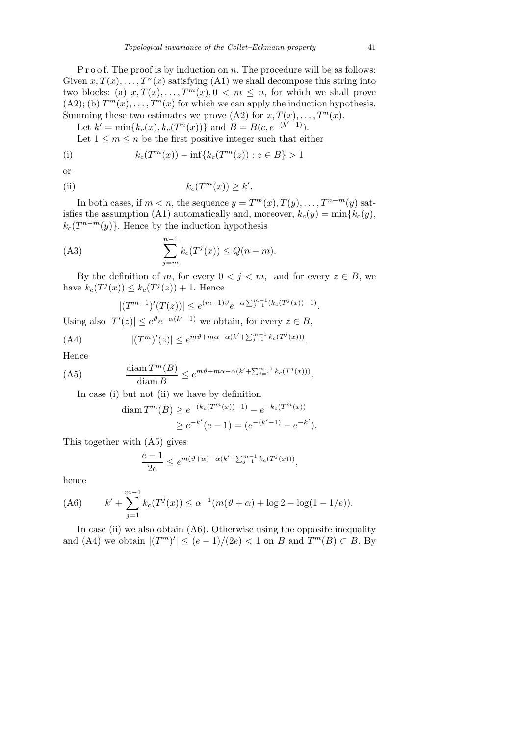P r o o f. The proof is by induction on $n$. The procedure will be as follows: Given $x, T(x), \ldots, T^n(x)$ satisfying (A1) we shall decompose this string into two blocks: (a) $x, T(x), \ldots, T^m(x), 0 < m \le n$, for which we shall prove (A2); (b) $T^m(x), \ldots, T^n(x)$ for which we can apply the induction hypothesis. Summing these two estimates we prove (A2) for $x, T(x), \ldots, T^n(x)$.

Let $k' = \min\{k_c(x), k_c(T^n(x))\}$ and $B = B(c, e^{-(k'-1)})$.

Let $1 \le m \le n$ be the first positive integer such that either

$$\text{(i)} \qquad k_c(T^m(x)) - \inf\{k_c(T^m(z)) : z \in B\} > 1$$

or

$$\text{(ii)} \qquad k_c(T^m(x)) \ge k'.$$

In both cases, if $m < n$, the sequence $y = T^m(x), T(y), \ldots, T^{n-m}(y)$ satisfies the assumption (A1) automatically and, moreover, $k_c(y) = \min\{k_c(y), k_c(T^{n-m}(y)\}$. Hence by the induction hypothesis

$$\text{(A3)} \qquad \sum_{j=m}^{n-1} k_c(T^j(x)) \le Q(n-m).$$

By the definition of $m$, for every $0 < j < m$, and for every $z \in B$, we have $k_c(T^j(x)) \le k_c(T^j(z)) + 1$. Hence

$$|(T^{m-1})'(T(z))| \le e^{(m-1)\vartheta} e^{-\alpha \sum_{j=1}^{m-1}(k_c(T^j(x))-1)}.$$

Using also $|T'(z)| \le e^{\vartheta} e^{-\alpha(k'-1)}$ we obtain, for every $z \in B$,

$$\text{(A4)} \qquad |(T^m)'(z)| \le e^{m\vartheta + m\alpha - \alpha(k' + \sum_{j=1}^{m-1} k_c(T^j(x)))}.$$

Hence

$$\text{(A5)} \qquad \frac{\operatorname{diam} T^m(B)}{\operatorname{diam} B} \le e^{m\vartheta + m\alpha - \alpha(k' + \sum_{j=1}^{m-1} k_c(T^j(x)))}.$$

In case (i) but not (ii) we have by definition

$$\begin{aligned}\operatorname{diam} T^m(B) &\ge e^{-(k_c(T^m(x))-1)} - e^{-k_c(T^m(x))} \\ &\ge e^{-k'}(e-1) = (e^{-(k'-1)} - e^{-k'}).\end{aligned}$$

This together with (A5) gives

$$\frac{e-1}{2e} \le e^{m(\vartheta+\alpha) - \alpha(k' + \sum_{j=1}^{m-1} k_c(T^j(x)))},$$

hence

$$\text{(A6)} \qquad k' + \sum_{j=1}^{m-1} k_c(T^j(x)) \le \alpha^{-1}(m(\vartheta+\alpha) + \log 2 - \log(1 - 1/e)).$$

In case (ii) we also obtain (A6). Otherwise using the opposite inequality and (A4) we obtain $|(T^m)'| \le (e-1)/(2e) < 1$ on $B$ and $T^m(B) \subset B$. By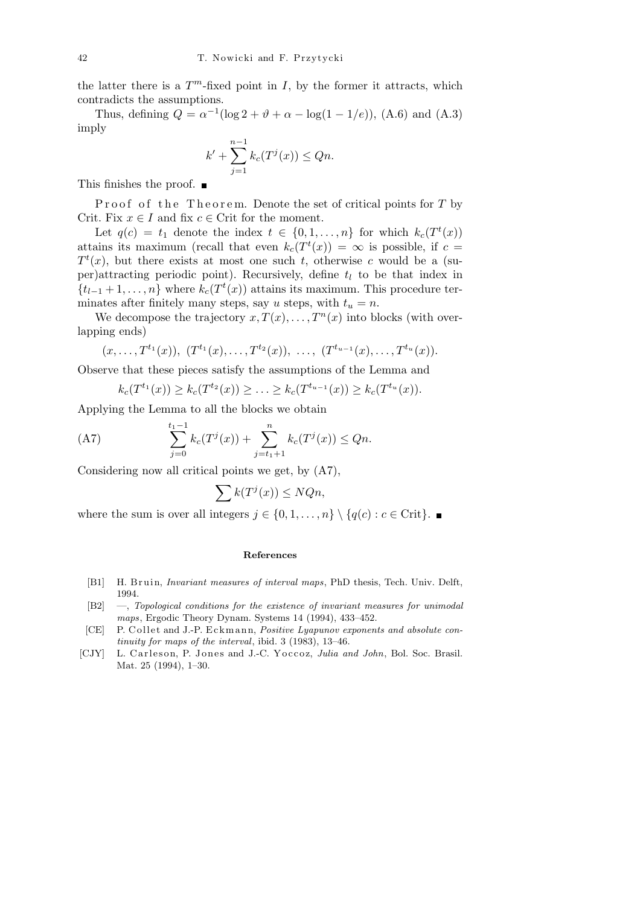the latter there is a $T^m$-fixed point in $I$, by the former it attracts, which contradicts the assumptions.

Thus, defining $Q = \alpha^{-1}(\log 2 + \vartheta + \alpha - \log(1 - 1/e))$, (A.6) and (A.3) imply

$$k' + \sum_{j=1}^{n-1} k_c(T^j(x)) \le Qn.$$

This finishes the proof. ■

Proof of the Theorem. Denote the set of critical points for $T$ by Crit. Fix $x \in I$ and fix $c \in \text{Crit}$ for the moment.

Let $q(c) = t_1$ denote the index $t \in \{0, 1, \ldots, n\}$ for which $k_c(T^t(x))$ attains its maximum (recall that even $k_c(T^t(x)) = \infty$ is possible, if $c = T^t(x)$, but there exists at most one such $t$, otherwise $c$ would be a (super)attracting periodic point). Recursively, define $t_l$ to be that index in $\{t_{l-1} + 1, \ldots, n\}$ where $k_c(T^t(x))$ attains its maximum. This procedure terminates after finitely many steps, say $u$ steps, with $t_u = n$.

We decompose the trajectory $x, T(x), \ldots, T^n(x)$ into blocks (with overlapping ends)

$$(x, \ldots, T^{t_1}(x)),\ (T^{t_1}(x), \ldots, T^{t_2}(x)),\ \ldots,\ (T^{t_{u-1}}(x), \ldots, T^{t_u}(x)).$$

Observe that these pieces satisfy the assumptions of the Lemma and

$$k_c(T^{t_1}(x)) \ge k_c(T^{t_2}(x)) \ge \ldots \ge k_c(T^{t_{u-1}}(x)) \ge k_c(T^{t_u}(x)).$$

Applying the Lemma to all the blocks we obtain

$$\text{(A7)} \qquad \sum_{j=0}^{t_1-1} k_c(T^j(x)) + \sum_{j=t_1+1}^{n} k_c(T^j(x)) \le Qn.$$

Considering now all critical points we get, by (A7),

$$\sum k(T^j(x)) \le NQn,$$

where the sum is over all integers $j \in \{0, 1, \ldots, n\} \setminus \{q(c) : c \in \text{Crit}\}$. ■

### References

[B1] H. Bruin, *Invariant measures of interval maps*, PhD thesis, Tech. Univ. Delft, 1994.

[B2] —, *Topological conditions for the existence of invariant measures for unimodal maps*, Ergodic Theory Dynam. Systems 14 (1994), 433–452.

[CE] P. Collet and J.-P. Eckmann, *Positive Lyapunov exponents and absolute continuity for maps of the interval*, ibid. 3 (1983), 13–46.

[CJY] L. Carleson, P. Jones and J.-C. Yoccoz, *Julia and John*, Bol. Soc. Brasil. Mat. 25 (1994), 1–30.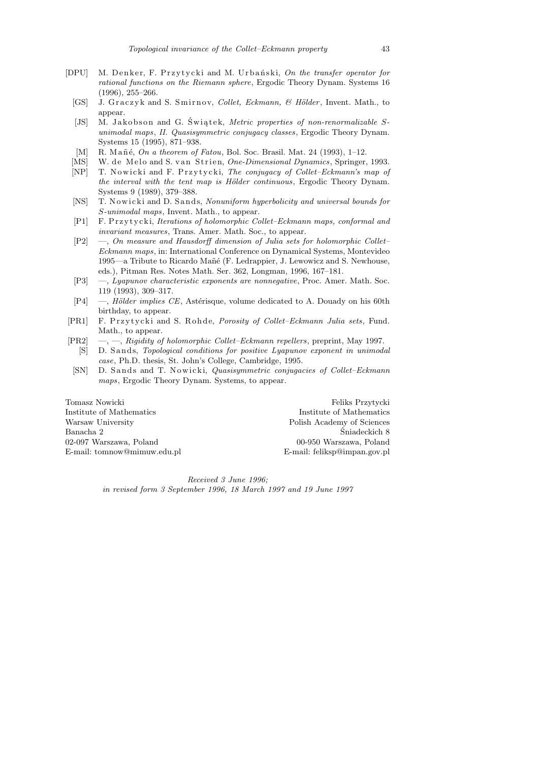[DPU] M. Denker, F. Przytycki and M. Urbański, *On the transfer operator for rational functions on the Riemann sphere*, Ergodic Theory Dynam. Systems 16 (1996), 255–266.

[GS] J. Graczyk and S. Smirnov, *Collet, Eckmann, & Hölder*, Invent. Math., to appear.

[JS] M. Jakobson and G. Świątek, *Metric properties of non-renormalizable S-unimodal maps, II. Quasisymmetric conjugacy classes*, Ergodic Theory Dynam. Systems 15 (1995), 871–938.

[M] R. Mañé, *On a theorem of Fatou*, Bol. Soc. Brasil. Mat. 24 (1993), 1–12.

[MS] W. de Melo and S. van Strien, *One-Dimensional Dynamics*, Springer, 1993.

[NP] T. Nowicki and F. Przytycki, *The conjugacy of Collet–Eckmann's map of the interval with the tent map is Hölder continuous*, Ergodic Theory Dynam. Systems 9 (1989), 379–388.

[NS] T. Nowicki and D. Sands, *Nonuniform hyperbolicity and universal bounds for S-unimodal maps*, Invent. Math., to appear.

[P1] F. Przytycki, *Iterations of holomorphic Collet–Eckmann maps, conformal and invariant measures*, Trans. Amer. Math. Soc., to appear.

[P2] —, *On measure and Hausdorff dimension of Julia sets for holomorphic Collet–Eckmann maps*, in: International Conference on Dynamical Systems, Montevideo 1995—a Tribute to Ricardo Mañé (F. Ledrappier, J. Lewowicz and S. Newhouse, eds.), Pitman Res. Notes Math. Ser. 362, Longman, 1996, 167–181.

[P3] —, *Lyapunov characteristic exponents are nonnegative*, Proc. Amer. Math. Soc. 119 (1993), 309–317.

[P4] —, *Hölder implies CE*, Astérisque, volume dedicated to A. Douady on his 60th birthday, to appear.

[PR1] F. Przytycki and S. Rohde, *Porosity of Collet–Eckmann Julia sets*, Fund. Math., to appear.

[PR2] —, —, *Rigidity of holomorphic Collet–Eckmann repellers*, preprint, May 1997.

[S] D. Sands, *Topological conditions for positive Lyapunov exponent in unimodal case*, Ph.D. thesis, St. John's College, Cambridge, 1995.

[SN] D. Sands and T. Nowicki, *Quasisymmetric conjugacies of Collet–Eckmann maps*, Ergodic Theory Dynam. Systems, to appear.

Tomasz Nowicki
Institute of Mathematics
Warsaw University
Banacha 2
02-097 Warszawa, Poland
E-mail: tomnow@mimuw.edu.pl

Feliks Przytycki
Institute of Mathematics
Polish Academy of Sciences
Śniadeckich 8
00-950 Warszawa, Poland
E-mail: feliksp@impan.gov.pl

*Received 3 June 1996;*
*in revised form 3 September 1996, 18 March 1997 and 19 June 1997*